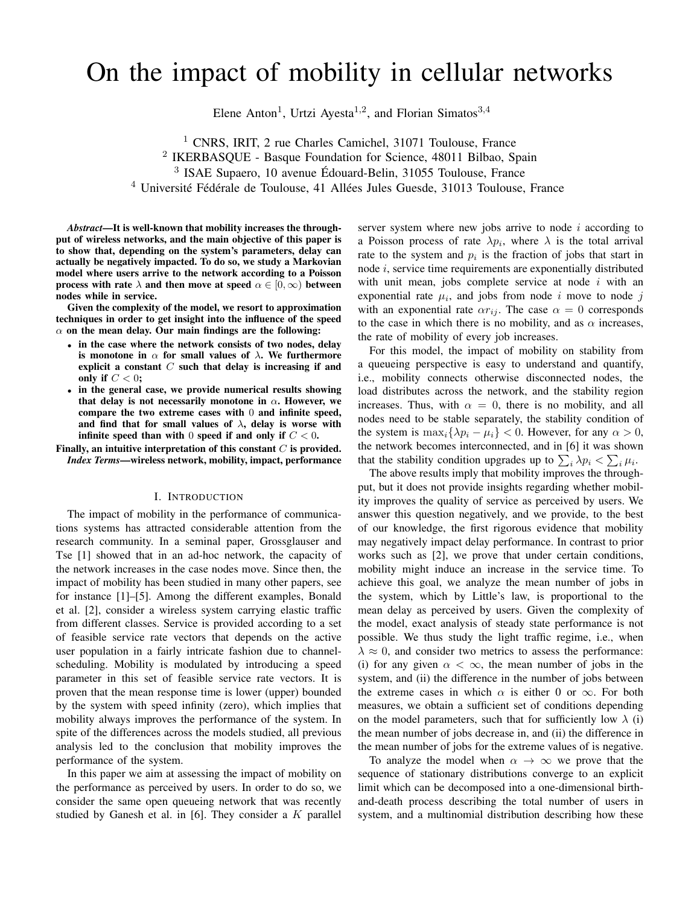# On the impact of mobility in cellular networks

Elene Anton[1], Urtzi Ayesta[1,2], and Florian Simatos[3,4]

[1] CNRS, IRIT, 2 rue Charles Camichel, 31071 Toulouse, France
[2] IKERBASQUE - Basque Foundation for Science, 48011 Bilbao, Spain
[3] ISAE Supaero, 10 avenue Édouard-Belin, 31055 Toulouse, France
[4] Université Fédérale de Toulouse, 41 Allées Jules Guesde, 31013 Toulouse, France

***Abstract*—It is well-known that mobility increases the throughput of wireless networks, and the main objective of this paper is to show that, depending on the system's parameters, delay can actually be negatively impacted. To do so, we study a Markovian model where users arrive to the network according to a Poisson process with rate $\lambda$ and then move at speed $\alpha \in [0, \infty)$ between nodes while in service.**

**Given the complexity of the model, we resort to approximation techniques in order to get insight into the influence of the speed $\alpha$ on the mean delay. Our main findings are the following:**

- **in the case where the network consists of two nodes, delay is monotone in $\alpha$ for small values of $\lambda$. We furthermore explicit a constant $C$ such that delay is increasing if and only if $C < 0$;**
- **in the general case, we provide numerical results showing that delay is not necessarily monotone in $\alpha$. However, we compare the two extreme cases with 0 and infinite speed, and find that for small values of $\lambda$, delay is worse with infinite speed than with 0 speed if and only if $C < 0$.**

**Finally, an intuitive interpretation of this constant $C$ is provided.**

***Index Terms*—wireless network, mobility, impact, performance**

## I. Introduction

The impact of mobility in the performance of communications systems has attracted considerable attention from the research community. In a seminal paper, Grossglauser and Tse [1] showed that in an ad-hoc network, the capacity of the network increases in the case nodes move. Since then, the impact of mobility has been studied in many other papers, see for instance [1]–[5]. Among the different examples, Bonald et al. [2], consider a wireless system carrying elastic traffic from different classes. Service is provided according to a set of feasible service rate vectors that depends on the active user population in a fairly intricate fashion due to channel-scheduling. Mobility is modulated by introducing a speed parameter in this set of feasible service rate vectors. It is proven that the mean response time is lower (upper) bounded by the system with speed infinity (zero), which implies that mobility always improves the performance of the system. In spite of the differences across the models studied, all previous analysis led to the conclusion that mobility improves the performance of the system.

In this paper we aim at assessing the impact of mobility on the performance as perceived by users. In order to do so, we consider the same open queueing network that was recently studied by Ganesh et al. in [6]. They consider a $K$ parallel server system where new jobs arrive to node $i$ according to a Poisson process of rate $\lambda p_i$, where $\lambda$ is the total arrival rate to the system and $p_i$ is the fraction of jobs that start in node $i$, service time requirements are exponentially distributed with unit mean, jobs complete service at node $i$ with an exponential rate $\mu_i$, and jobs from node $i$ move to node $j$ with an exponential rate $\alpha r_{ij}$. The case $\alpha = 0$ corresponds to the case in which there is no mobility, and as $\alpha$ increases, the rate of mobility of every job increases.

For this model, the impact of mobility on stability from a queueing perspective is easy to understand and quantify, i.e., mobility connects otherwise disconnected nodes, the load distributes across the network, and the stability region increases. Thus, with $\alpha = 0$, there is no mobility, and all nodes need to be stable separately, the stability condition of the system is $\max_i\{\lambda p_i - \mu_i\} < 0$. However, for any $\alpha > 0$, the network becomes interconnected, and in [6] it was shown that the stability condition upgrades up to $\sum_i \lambda p_i < \sum_i \mu_i$.

The above results imply that mobility improves the throughput, but it does not provide insights regarding whether mobility improves the quality of service as perceived by users. We answer this question negatively, and we provide, to the best of our knowledge, the first rigorous evidence that mobility may negatively impact delay performance. In contrast to prior works such as [2], we prove that under certain conditions, mobility might induce an increase in the service time. To achieve this goal, we analyze the mean number of jobs in the system, which by Little's law, is proportional to the mean delay as perceived by users. Given the complexity of the model, exact analysis of steady state performance is not possible. We thus study the light traffic regime, i.e., when $\lambda \approx 0$, and consider two metrics to assess the performance: (i) for any given $\alpha < \infty$, the mean number of jobs in the system, and (ii) the difference in the number of jobs between the extreme cases in which $\alpha$ is either 0 or $\infty$. For both measures, we obtain a sufficient set of conditions depending on the model parameters, such that for sufficiently low $\lambda$ (i) the mean number of jobs decrease in, and (ii) the difference in the mean number of jobs for the extreme values of is negative.

To analyze the model when $\alpha \to \infty$ we prove that the sequence of stationary distributions converge to an explicit limit which can be decomposed into a one-dimensional birth-and-death process describing the total number of users in system, and a multinomial distribution describing how these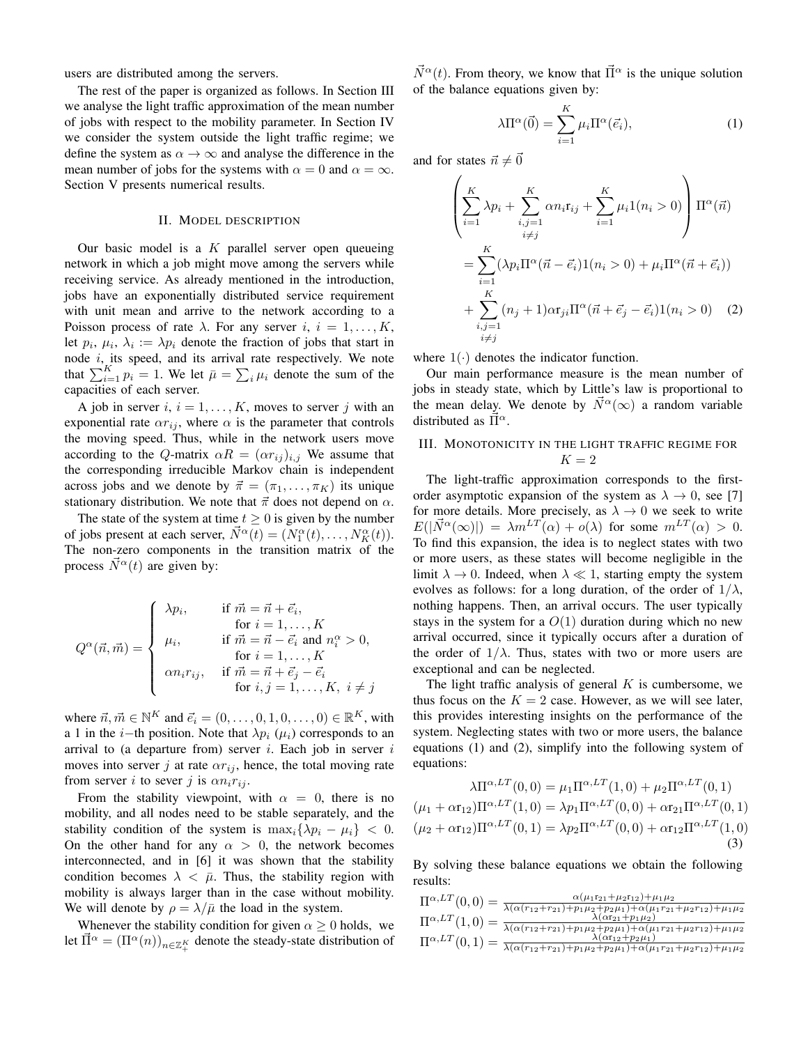users are distributed among the servers.

The rest of the paper is organized as follows. In Section III we analyse the light traffic approximation of the mean number of jobs with respect to the mobility parameter. In Section IV we consider the system outside the light traffic regime; we define the system as $\alpha \to \infty$ and analyse the difference in the mean number of jobs for the systems with $\alpha = 0$ and $\alpha = \infty$. Section V presents numerical results.

## II. Model description

Our basic model is a $K$ parallel server open queueing network in which a job might move among the servers while receiving service. As already mentioned in the introduction, jobs have an exponentially distributed service requirement with unit mean and arrive to the network according to a Poisson process of rate $\lambda$. For any server $i$, $i = 1, \ldots, K$, let $p_i$, $\mu_i$, $\lambda_i := \lambda p_i$ denote the fraction of jobs that start in node $i$, its speed, and its arrival rate respectively. We note that $\sum_{i=1}^{K} p_i = 1$. We let $\bar{\mu} = \sum_i \mu_i$ denote the sum of the capacities of each server.

A job in server $i$, $i = 1, \ldots, K$, moves to server $j$ with an exponential rate $\alpha r_{ij}$, where $\alpha$ is the parameter that controls the moving speed. Thus, while in the network users move according to the $Q$-matrix $\alpha R = (\alpha r_{ij})_{i,j}$ We assume that the corresponding irreducible Markov chain is independent across jobs and we denote by $\vec{\pi} = (\pi_1, \ldots, \pi_K)$ its unique stationary distribution. We note that $\vec{\pi}$ does not depend on $\alpha$.

The state of the system at time $t \geq 0$ is given by the number of jobs present at each server, $\vec{N}^{\alpha}(t) = (N_1^{\alpha}(t), \ldots, N_K^{\alpha}(t))$. The non-zero components in the transition matrix of the process $\vec{N}^{\alpha}(t)$ are given by:

$$
Q^{\alpha}(\vec{n}, \vec{m}) = \begin{cases} \lambda p_i, & \text{if } \vec{m} = \vec{n} + \vec{e}_i, \\ & \quad \text{for } i = 1, \ldots, K \\ \mu_i, & \text{if } \vec{m} = \vec{n} - \vec{e}_i \text{ and } n_i^{\alpha} > 0, \\ & \quad \text{for } i = 1, \ldots, K \\ \alpha n_i r_{ij}, & \text{if } \vec{m} = \vec{n} + \vec{e}_j - \vec{e}_i \\ & \quad \text{for } i, j = 1, \ldots, K, \ i \neq j \end{cases}
$$

where $\vec{n}, \vec{m} \in \mathbb{N}^K$ and $\vec{e}_i = (0, \ldots, 0, 1, 0, \ldots, 0) \in \mathbb{R}^K$, with a 1 in the $i$−th position. Note that $\lambda p_i$ ($\mu_i$) corresponds to an arrival to (a departure from) server $i$. Each job in server $i$ moves into server $j$ at rate $\alpha r_{ij}$, hence, the total moving rate from server $i$ to sever $j$ is $\alpha n_i r_{ij}$.

From the stability viewpoint, with $\alpha = 0$, there is no mobility, and all nodes need to be stable separately, and the stability condition of the system is $\max_i\{\lambda p_i - \mu_i\} < 0$. On the other hand for any $\alpha > 0$, the network becomes interconnected, and in [6] it was shown that the stability condition becomes $\lambda < \bar{\mu}$. Thus, the stability region with mobility is always larger than in the case without mobility. We will denote by $\rho = \lambda/\bar{\mu}$ the load in the system.

Whenever the stability condition for given $\alpha \geq 0$ holds, we let $\vec{\Pi}^{\alpha} = (\Pi^{\alpha}(n))_{n \in \mathbb{Z}_+^K}$ denote the steady-state distribution of $\vec{N}^{\alpha}(t)$. From theory, we know that $\vec{\Pi}^{\alpha}$ is the unique solution of the balance equations given by:

$$
\lambda \Pi^{\alpha}(\vec{0}) = \sum_{i=1}^{K} \mu_i \Pi^{\alpha}(\vec{e}_i), \tag{1}
$$

and for states $\vec{n} \neq \vec{0}$

$$
\begin{aligned}
&\left( \sum_{i=1}^{K} \lambda p_i + \sum_{\substack{i,j=1 \\ i \neq j}}^{K} \alpha n_i r_{ij} + \sum_{i=1}^{K} \mu_i 1(n_i > 0) \right) \Pi^{\alpha}(\vec{n}) \\
&= \sum_{i=1}^{K} (\lambda p_i \Pi^{\alpha}(\vec{n} - \vec{e}_i) 1(n_i > 0) + \mu_i \Pi^{\alpha}(\vec{n} + \vec{e}_i)) \\
&+ \sum_{\substack{i,j=1 \\ i \neq j}}^{K} (n_j + 1) \alpha r_{ji} \Pi^{\alpha}(\vec{n} + \vec{e}_j - \vec{e}_i) 1(n_i > 0)
\end{aligned} \tag{2}
$$

where $1(\cdot)$ denotes the indicator function.

Our main performance measure is the mean number of jobs in steady state, which by Little's law is proportional to the mean delay. We denote by $\vec{N}^{\alpha}(\infty)$ a random variable distributed as $\vec{\Pi}^{\alpha}$.

## III. Monotonicity in the light traffic regime for $K = 2$

The light-traffic approximation corresponds to the first-order asymptotic expansion of the system as $\lambda \to 0$, see [7] for more details. More precisely, as $\lambda \to 0$ we seek to write $E(|\vec{N}^{\alpha}(\infty)|) = \lambda m^{LT}(\alpha) + o(\lambda)$ for some $m^{LT}(\alpha) > 0$. To find this expansion, the idea is to neglect states with two or more users, as these states will become negligible in the limit $\lambda \to 0$. Indeed, when $\lambda \ll 1$, starting empty the system evolves as follows: for a long duration, of the order of $1/\lambda$, nothing happens. Then, an arrival occurs. The user typically stays in the system for a $O(1)$ duration during which no new arrival occurred, since it typically occurs after a duration of the order of $1/\lambda$. Thus, states with two or more users are exceptional and can be neglected.

The light traffic analysis of general $K$ is cumbersome, we thus focus on the $K = 2$ case. However, as we will see later, this provides interesting insights on the performance of the system. Neglecting states with two or more users, the balance equations (1) and (2), simplify into the following system of equations:

$$
\begin{aligned}
\lambda \Pi^{\alpha,LT}(0,0) &= \mu_1 \Pi^{\alpha,LT}(1,0) + \mu_2 \Pi^{\alpha,LT}(0,1) \\
(\mu_1 + \alpha r_{12}) \Pi^{\alpha,LT}(1,0) &= \lambda p_1 \Pi^{\alpha,LT}(0,0) + \alpha r_{21} \Pi^{\alpha,LT}(0,1) \\
(\mu_2 + \alpha r_{12}) \Pi^{\alpha,LT}(0,1) &= \lambda p_2 \Pi^{\alpha,LT}(0,0) + \alpha r_{12} \Pi^{\alpha,LT}(1,0)
\end{aligned} \tag{3}
$$

By solving these balance equations we obtain the following results:

$$
\Pi^{\alpha,LT}(0,0) = \frac{\alpha(\mu_1 r_{21} + \mu_2 r_{12}) + \mu_1 \mu_2}{\lambda(\alpha(r_{12} + r_{21}) + p_1 \mu_2 + p_2 \mu_1) + \alpha(\mu_1 r_{21} + \mu_2 r_{12}) + \mu_1 \mu_2}
$$

$$
\Pi^{\alpha,LT}(1,0) = \frac{\lambda(\alpha r_{21} + p_1 \mu_2)}{\lambda(\alpha(r_{12} + r_{21}) + p_1 \mu_2 + p_2 \mu_1) + \alpha(\mu_1 r_{21} + \mu_2 r_{12}) + \mu_1 \mu_2}
$$

$$
\Pi^{\alpha,LT}(0,1) = \frac{\lambda(\alpha r_{12} + p_2 \mu_1)}{\lambda(\alpha(r_{12} + r_{21}) + p_1 \mu_2 + p_2 \mu_1) + \alpha(\mu_1 r_{21} + \mu_2 r_{12}) + \mu_1 \mu_2}
$$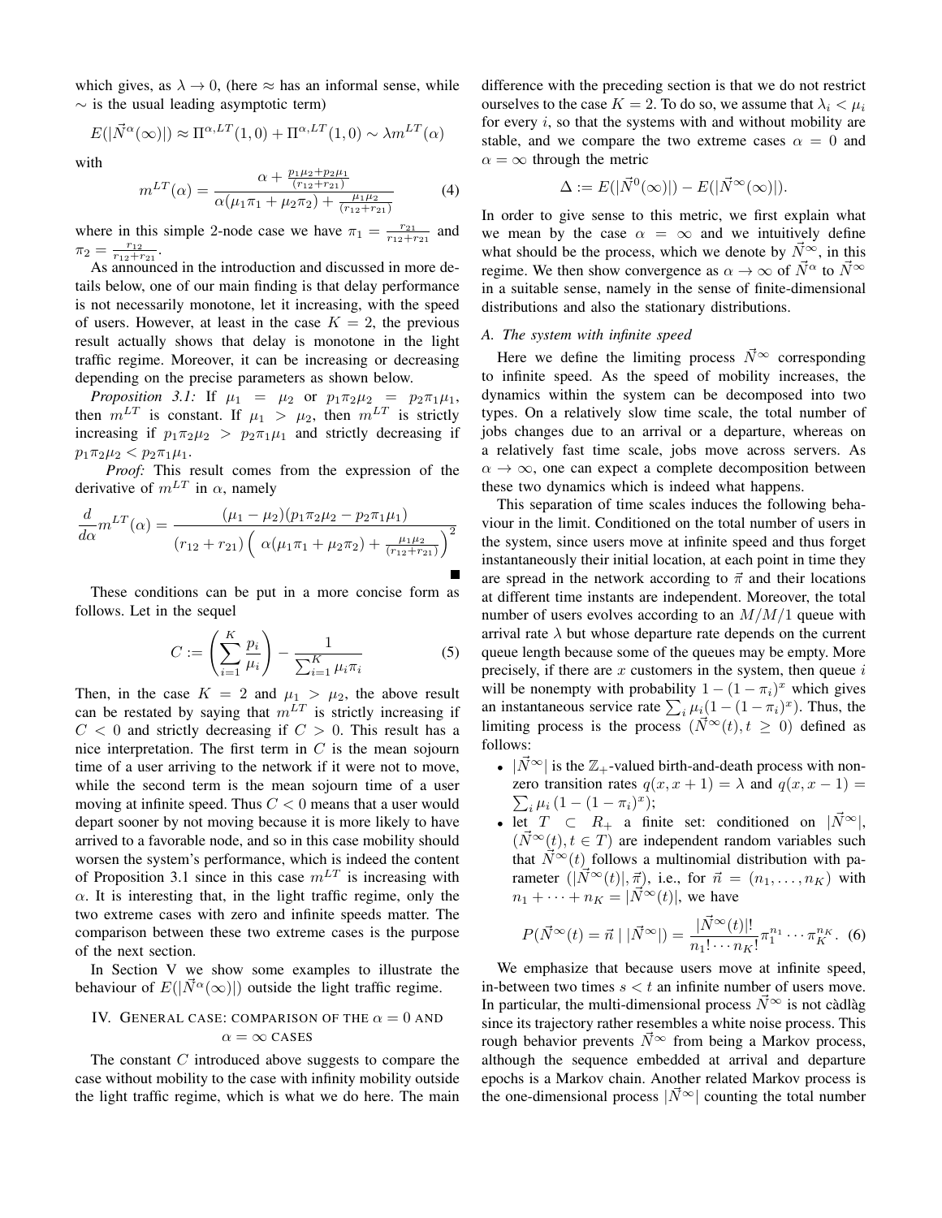which gives, as $\lambda \to 0$, (here $\approx$ has an informal sense, while $\sim$ is the usual leading asymptotic term)

$$E(|\vec{N}^\alpha(\infty)|) \approx \Pi^{\alpha,LT}(1,0) + \Pi^{\alpha,LT}(1,0) \sim \lambda m^{LT}(\alpha)$$

with

$$m^{LT}(\alpha) = \frac{\alpha + \frac{p_1\mu_2 + p_2\mu_1}{(r_{12}+r_{21})}}{\alpha(\mu_1\pi_1 + \mu_2\pi_2) + \frac{\mu_1\mu_2}{(r_{12}+r_{21})}} \tag{4}$$

where in this simple 2-node case we have $\pi_1 = \frac{r_{21}}{r_{12}+r_{21}}$ and $\pi_2 = \frac{r_{12}}{r_{12}+r_{21}}$.

As announced in the introduction and discussed in more details below, one of our main finding is that delay performance is not necessarily monotone, let it increasing, with the speed of users. However, at least in the case $K = 2$, the previous result actually shows that delay is monotone in the light traffic regime. Moreover, it can be increasing or decreasing depending on the precise parameters as shown below.

*Proposition 3.1:* If $\mu_1 = \mu_2$ or $p_1\pi_2\mu_2 = p_2\pi_1\mu_1$, then $m^{LT}$ is constant. If $\mu_1 > \mu_2$, then $m^{LT}$ is strictly increasing if $p_1\pi_2\mu_2 > p_2\pi_1\mu_1$ and strictly decreasing if $p_1\pi_2\mu_2 < p_2\pi_1\mu_1$.

*Proof:* This result comes from the expression of the derivative of $m^{LT}$ in $\alpha$, namely

$$\frac{d}{d\alpha} m^{LT}(\alpha) = \frac{(\mu_1 - \mu_2)(p_1\pi_2\mu_2 - p_2\pi_1\mu_1)}{(r_{12}+r_{21})\left(\alpha(\mu_1\pi_1 + \mu_2\pi_2) + \frac{\mu_1\mu_2}{(r_{12}+r_{21})}\right)^2}$$

∎

These conditions can be put in a more concise form as follows. Let in the sequel

$$C := \left(\sum_{i=1}^K \frac{p_i}{\mu_i}\right) - \frac{1}{\sum_{i=1}^K \mu_i\pi_i} \tag{5}$$

Then, in the case $K = 2$ and $\mu_1 > \mu_2$, the above result can be restated by saying that $m^{LT}$ is strictly increasing if $C < 0$ and strictly decreasing if $C > 0$. This result has a nice interpretation. The first term in $C$ is the mean sojourn time of a user arriving to the network if it were not to move, while the second term is the mean sojourn time of a user moving at infinite speed. Thus $C < 0$ means that a user would depart sooner by not moving because it is more likely to have arrived to a favorable node, and so in this case mobility should worsen the system's performance, which is indeed the content of Proposition 3.1 since in this case $m^{LT}$ is increasing with $\alpha$. It is interesting that, in the light traffic regime, only the two extreme cases with zero and infinite speeds matter. The comparison between these two extreme cases is the purpose of the next section.

In Section V we show some examples to illustrate the behaviour of $E(|\vec{N}^\alpha(\infty)|)$ outside the light traffic regime.

## IV. General case: comparison of the $\alpha = 0$ and $\alpha = \infty$ cases

The constant $C$ introduced above suggests to compare the case without mobility to the case with infinity mobility outside the light traffic regime, which is what we do here. The main difference with the preceding section is that we do not restrict ourselves to the case $K = 2$. To do so, we assume that $\lambda_i < \mu_i$ for every $i$, so that the systems with and without mobility are stable, and we compare the two extreme cases $\alpha = 0$ and $\alpha = \infty$ through the metric

$$\Delta := E(|\vec{N}^0(\infty)|) - E(|\vec{N}^\infty(\infty)|).$$

In order to give sense to this metric, we first explain what we mean by the case $\alpha = \infty$ and we intuitively define what should be the process, which we denote by $\vec{N}^\infty$, in this regime. We then show convergence as $\alpha \to \infty$ of $\vec{N}^\alpha$ to $\vec{N}^\infty$ in a suitable sense, namely in the sense of finite-dimensional distributions and also the stationary distributions.

### A. The system with infinite speed

Here we define the limiting process $\vec{N}^\infty$ corresponding to infinite speed. As the speed of mobility increases, the dynamics within the system can be decomposed into two types. On a relatively slow time scale, the total number of jobs changes due to an arrival or a departure, whereas on a relatively fast time scale, jobs move across servers. As $\alpha \to \infty$, one can expect a complete decomposition between these two dynamics which is indeed what happens.

This separation of time scales induces the following behaviour in the limit. Conditioned on the total number of users in the system, since users move at infinite speed and thus forget instantaneously their initial location, at each point in time they are spread in the network according to $\vec{\pi}$ and their locations at different time instants are independent. Moreover, the total number of users evolves according to an $M/M/1$ queue with arrival rate $\lambda$ but whose departure rate depends on the current queue length because some of the queues may be empty. More precisely, if there are $x$ customers in the system, then queue $i$ will be nonempty with probability $1 - (1 - \pi_i)^x$ which gives an instantaneous service rate $\sum_i \mu_i(1 - (1 - \pi_i)^x)$. Thus, the limiting process is the process $(\vec{N}^\infty(t), t \geq 0)$ defined as follows:

- $|\vec{N}^\infty|$ is the $\mathbb{Z}_+$-valued birth-and-death process with non-zero transition rates $q(x, x+1) = \lambda$ and $q(x, x-1) = \sum_i \mu_i (1 - (1 - \pi_i)^x)$;
- let $T \subset R_+$ a finite set: conditioned on $|\vec{N}^\infty|$, $(\vec{N}^\infty(t), t \in T)$ are independent random variables such that $\vec{N}^\infty(t)$ follows a multinomial distribution with parameter $(|\vec{N}^\infty(t)|, \vec{\pi})$, i.e., for $\vec{n} = (n_1, \ldots, n_K)$ with $n_1 + \cdots + n_K = |\vec{N}^\infty(t)|$, we have

$$P(\vec{N}^\infty(t) = \vec{n} \mid |\vec{N}^\infty|) = \frac{|\vec{N}^\infty(t)|!}{n_1! \cdots n_K!} \pi_1^{n_1} \cdots \pi_K^{n_K}. \tag{6}$$

We emphasize that because users move at infinite speed, in-between two times $s < t$ an infinite number of users move. In particular, the multi-dimensional process $\vec{N}^\infty$ is not càdlàg since its trajectory rather resembles a white noise process. This rough behavior prevents $\vec{N}^\infty$ from being a Markov process, although the sequence embedded at arrival and departure epochs is a Markov chain. Another related Markov process is the one-dimensional process $|\vec{N}^\infty|$ counting the total number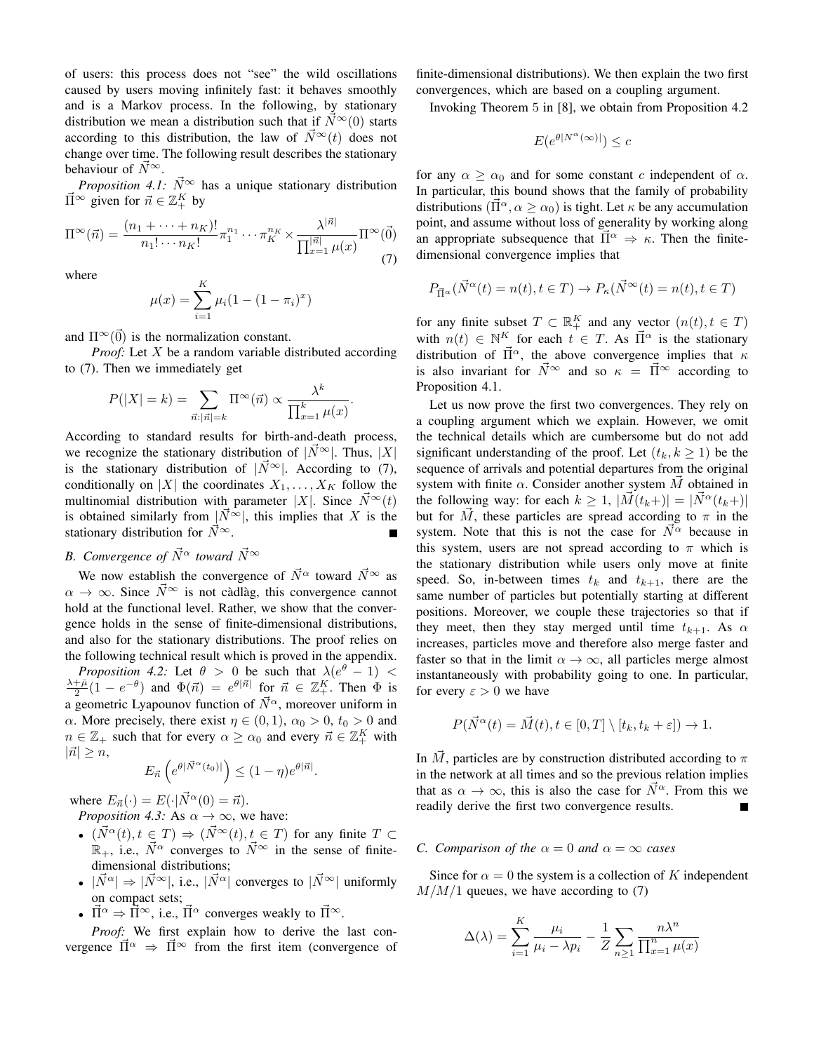of users: this process does not "see" the wild oscillations caused by users moving infinitely fast: it behaves smoothly and is a Markov process. In the following, by stationary distribution we mean a distribution such that if $\vec{N}^\infty(0)$ starts according to this distribution, the law of $\vec{N}^\infty(t)$ does not change over time. The following result describes the stationary behaviour of $\vec{N}^\infty$.

*Proposition 4.1:* $\vec{N}^\infty$ has a unique stationary distribution $\vec{\Pi}^\infty$ given for $\vec{n} \in \mathbb{Z}_+^K$ by

$$\Pi^\infty(\vec{n}) = \frac{(n_1 + \cdots + n_K)!}{n_1! \cdots n_K!} \pi_1^{n_1} \cdots \pi_K^{n_K} \times \frac{\lambda^{|\vec{n}|}}{\prod_{x=1}^{|\vec{n}|} \mu(x)} \Pi^\infty(\vec{0}) \tag{7}$$

where

$$\mu(x) = \sum_{i=1}^K \mu_i (1 - (1 - \pi_i)^x)$$

and $\Pi^\infty(\vec{0})$ is the normalization constant.

*Proof:* Let $X$ be a random variable distributed according to (7). Then we immediately get

$$P(|X| = k) = \sum_{\vec{n}: |\vec{n}| = k} \Pi^\infty(\vec{n}) \propto \frac{\lambda^k}{\prod_{x=1}^k \mu(x)}.$$

According to standard results for birth-and-death process, we recognize the stationary distribution of $|\vec{N}^\infty|$. Thus, $|X|$ is the stationary distribution of $|\vec{N}^\infty|$. According to (7), conditionally on $|X|$ the coordinates $X_1, \ldots, X_K$ follow the multinomial distribution with parameter $|X|$. Since $\vec{N}^\infty(t)$ is obtained similarly from $|\vec{N}^\infty|$, this implies that $X$ is the stationary distribution for $\vec{N}^\infty$. ∎

### B. Convergence of $\vec{N}^\alpha$ toward $\vec{N}^\infty$

We now establish the convergence of $\vec{N}^\alpha$ toward $\vec{N}^\infty$ as $\alpha \to \infty$. Since $\vec{N}^\infty$ is not càdlàg, this convergence cannot hold at the functional level. Rather, we show that the convergence holds in the sense of finite-dimensional distributions, and also for the stationary distributions. The proof relies on the following technical result which is proved in the appendix.

*Proposition 4.2:* Let $\theta > 0$ be such that $\lambda(e^\theta - 1) < \frac{\lambda + \bar{\mu}}{2}(1 - e^{-\theta})$ and $\Phi(\vec{n}) = e^{\theta|\vec{n}|}$ for $\vec{n} \in \mathbb{Z}_+^K$. Then $\Phi$ is a geometric Lyapounov function of $\vec{N}^\alpha$, moreover uniform in $\alpha$. More precisely, there exist $\eta \in (0,1)$, $\alpha_0 > 0$, $t_0 > 0$ and $n \in \mathbb{Z}_+$ such that for every $\alpha \geq \alpha_0$ and every $\vec{n} \in \mathbb{Z}_+^K$ with $|\vec{n}| \geq n$,

$$E_{\vec{n}}\left(e^{\theta|\vec{N}^\alpha(t_0)|}\right) \leq (1 - \eta) e^{\theta|\vec{n}|}.$$

where $E_{\vec{n}}(\cdot) = E(\cdot | \vec{N}^\alpha(0) = \vec{n})$.

*Proposition 4.3:* As $\alpha \to \infty$, we have:

- $(\vec{N}^\alpha(t), t \in T) \Rightarrow (\vec{N}^\infty(t), t \in T)$ for any finite $T \subset \mathbb{R}_+$, i.e., $\vec{N}^\alpha$ converges to $\vec{N}^\infty$ in the sense of finite-dimensional distributions;
- $|\vec{N}^\alpha| \Rightarrow |\vec{N}^\infty|$, i.e., $|\vec{N}^\alpha|$ converges to $|\vec{N}^\infty|$ uniformly on compact sets;
- $\vec{\Pi}^\alpha \Rightarrow \vec{\Pi}^\infty$, i.e., $\vec{\Pi}^\alpha$ converges weakly to $\vec{\Pi}^\infty$.

*Proof:* We first explain how to derive the last convergence $\vec{\Pi}^\alpha \Rightarrow \vec{\Pi}^\infty$ from the first item (convergence of finite-dimensional distributions). We then explain the two first convergences, which are based on a coupling argument.

Invoking Theorem 5 in [8], we obtain from Proposition 4.2

$$E(e^{\theta|N^\alpha(\infty)|}) \leq c$$

for any $\alpha \geq \alpha_0$ and for some constant $c$ independent of $\alpha$. In particular, this bound shows that the family of probability distributions $(\vec{\Pi}^\alpha, \alpha \geq \alpha_0)$ is tight. Let $\kappa$ be any accumulation point, and assume without loss of generality by working along an appropriate subsequence that $\vec{\Pi}^\alpha \Rightarrow \kappa$. Then the finite-dimensional convergence implies that

$$P_{\vec{\Pi}^\alpha}(\vec{N}^\alpha(t) = n(t), t \in T) \to P_\kappa(\vec{N}^\infty(t) = n(t), t \in T)$$

for any finite subset $T \subset \mathbb{R}_+^K$ and any vector $(n(t), t \in T)$ with $n(t) \in \mathbb{N}^K$ for each $t \in T$. As $\vec{\Pi}^\alpha$ is the stationary distribution of $\vec{\Pi}^\alpha$, the above convergence implies that $\kappa$ is also invariant for $\vec{N}^\infty$ and so $\kappa = \vec{\Pi}^\infty$ according to Proposition 4.1.

Let us now prove the first two convergences. They rely on a coupling argument which we explain. However, we omit the technical details which are cumbersome but do not add significant understanding of the proof. Let $(t_k, k \geq 1)$ be the sequence of arrivals and potential departures from the original system with finite $\alpha$. Consider another system $\vec{M}$ obtained in the following way: for each $k \geq 1$, $|\vec{M}(t_k+)| = |\vec{N}^\alpha(t_k+)|$ but for $\vec{M}$, these particles are spread according to $\pi$ in the system. Note that this is not the case for $\vec{N}^\alpha$ because in this system, users are not spread according to $\pi$ which is the stationary distribution while users only move at finite speed. So, in-between times $t_k$ and $t_{k+1}$, there are the same number of particles but potentially starting at different positions. Moreover, we couple these trajectories so that if they meet, then they stay merged until time $t_{k+1}$. As $\alpha$ increases, particles move and therefore also merge faster and faster so that in the limit $\alpha \to \infty$, all particles merge almost instantaneously with probability going to one. In particular, for every $\varepsilon > 0$ we have

$$P(\vec{N}^\alpha(t) = \vec{M}(t), t \in [0,T] \setminus [t_k, t_k + \varepsilon]) \to 1.$$

In $\vec{M}$, particles are by construction distributed according to $\pi$ in the network at all times and so the previous relation implies that as $\alpha \to \infty$, this is also the case for $\vec{N}^\alpha$. From this we readily derive the first two convergence results. ∎

### C. Comparison of the $\alpha = 0$ and $\alpha = \infty$ cases

Since for $\alpha = 0$ the system is a collection of $K$ independent $M/M/1$ queues, we have according to (7)

$$\Delta(\lambda) = \sum_{i=1}^K \frac{\mu_i}{\mu_i - \lambda p_i} - \frac{1}{Z} \sum_{n \geq 1} \frac{n \lambda^n}{\prod_{x=1}^n \mu(x)}$$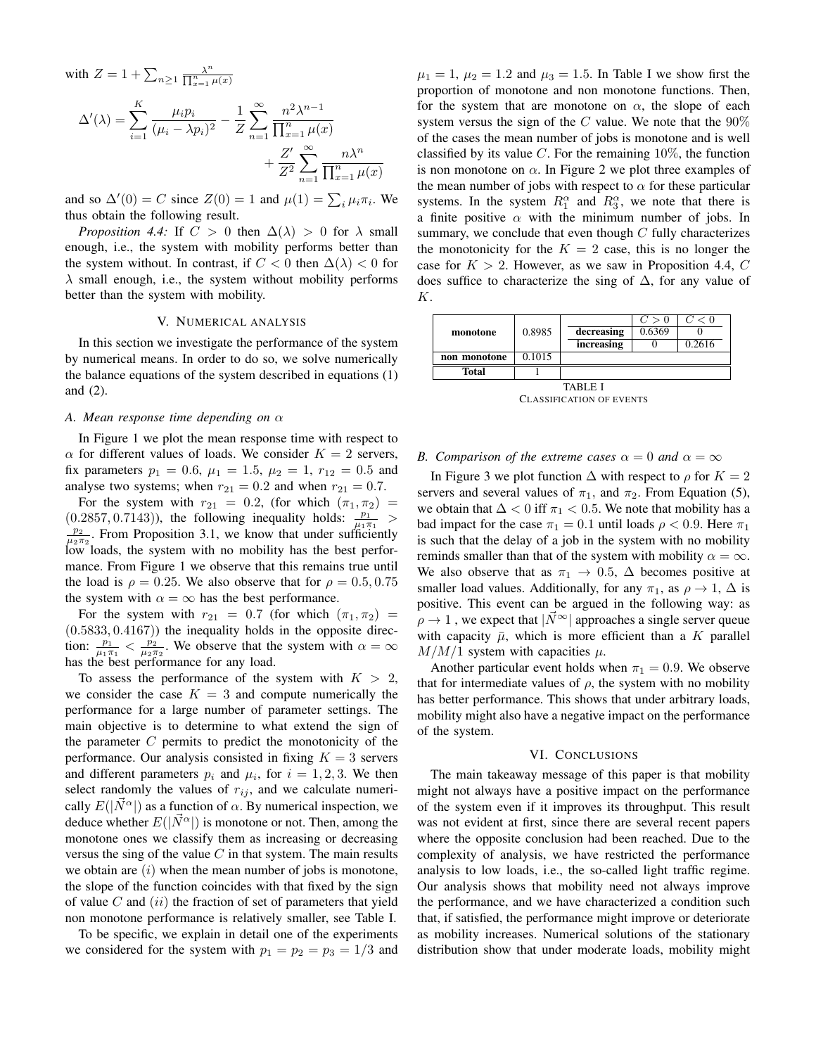with $Z = 1 + \sum_{n\geq 1} \frac{\lambda^n}{\prod_{x=1}^n \mu(x)}$

$$\Delta'(\lambda) = \sum_{i=1}^{K} \frac{\mu_i p_i}{(\mu_i - \lambda p_i)^2} - \frac{1}{Z}\sum_{n=1}^{\infty} \frac{n^2 \lambda^{n-1}}{\prod_{x=1}^n \mu(x)} + \frac{Z'}{Z^2}\sum_{n=1}^{\infty} \frac{n\lambda^n}{\prod_{x=1}^n \mu(x)}$$

and so $\Delta'(0) = C$ since $Z(0) = 1$ and $\mu(1) = \sum_i \mu_i \pi_i$. We thus obtain the following result.

*Proposition 4.4:* If $C > 0$ then $\Delta(\lambda) > 0$ for $\lambda$ small enough, i.e., the system with mobility performs better than the system without. In contrast, if $C < 0$ then $\Delta(\lambda) < 0$ for $\lambda$ small enough, i.e., the system without mobility performs better than the system with mobility.

## V. Numerical analysis

In this section we investigate the performance of the system by numerical means. In order to do so, we solve numerically the balance equations of the system described in equations (1) and (2).

### A. Mean response time depending on $\alpha$

In Figure 1 we plot the mean response time with respect to $\alpha$ for different values of loads. We consider $K = 2$ servers, fix parameters $p_1 = 0.6$, $\mu_1 = 1.5$, $\mu_2 = 1$, $r_{12} = 0.5$ and analyse two systems; when $r_{21} = 0.2$ and when $r_{21} = 0.7$.

For the system with $r_{21} = 0.2$, (for which $(\pi_1, \pi_2) = (0.2857, 0.7143)$), the following inequality holds: $\frac{p_1}{\mu_1 \pi_1} > \frac{p_2}{\mu_2 \pi_2}$. From Proposition 3.1, we know that under sufficiently low loads, the system with no mobility has the best performance. From Figure 1 we observe that this remains true until the load is $\rho = 0.25$. We also observe that for $\rho = 0.5, 0.75$ the system with $\alpha = \infty$ has the best performance.

For the system with $r_{21} = 0.7$ (for which $(\pi_1, \pi_2) = (0.5833, 0.4167)$) the inequality holds in the opposite direction: $\frac{p_1}{\mu_1 \pi_1} < \frac{p_2}{\mu_2 \pi_2}$. We observe that the system with $\alpha = \infty$ has the best performance for any load.

To assess the performance of the system with $K > 2$, we consider the case $K = 3$ and compute numerically the performance for a large number of parameter settings. The main objective is to determine to what extend the sign of the parameter $C$ permits to predict the monotonicity of the performance. Our analysis consisted in fixing $K = 3$ servers and different parameters $p_i$ and $\mu_i$, for $i = 1, 2, 3$. We then select randomly the values of $r_{ij}$, and we calculate numerically $E(|\vec{N}^\alpha|)$ as a function of $\alpha$. By numerical inspection, we deduce whether $E(|\vec{N}^\alpha|)$ is monotone or not. Then, among the monotone ones we classify them as increasing or decreasing versus the sing of the value $C$ in that system. The main results we obtain are $(i)$ when the mean number of jobs is monotone, the slope of the function coincides with that fixed by the sign of value $C$ and $(ii)$ the fraction of set of parameters that yield non monotone performance is relatively smaller, see Table I.

To be specific, we explain in detail one of the experiments we considered for the system with $p_1 = p_2 = p_3 = 1/3$ and $\mu_1 = 1$, $\mu_2 = 1.2$ and $\mu_3 = 1.5$. In Table I we show first the proportion of monotone and non monotone functions. Then, for the system that are monotone on $\alpha$, the slope of each system versus the sign of the $C$ value. We note that the 90% of the cases the mean number of jobs is monotone and is well classified by its value $C$. For the remaining 10%, the function is non monotone on $\alpha$. In Figure 2 we plot three examples of the mean number of jobs with respect to $\alpha$ for these particular systems. In the system $R_1^\alpha$ and $R_3^\alpha$, we note that there is a finite positive $\alpha$ with the minimum number of jobs. In summary, we conclude that even though $C$ fully characterizes the monotonicity for the $K = 2$ case, this is no longer the case for $K > 2$. However, as we saw in Proposition 4.4, $C$ does suffice to characterize the sing of $\Delta$, for any value of $K$.

| | | | $C > 0$ | $C < 0$ |
|---|---|---|---|---|
| **monotone** | 0.8985 | **decreasing** | 0.6369 | 0 |
| | | **increasing** | 0 | 0.2616 |
| **non monotone** | 0.1015 | | | |
| **Total** | 1 | | | |

TABLE I
Classification of events

### B. Comparison of the extreme cases $\alpha = 0$ and $\alpha = \infty$

In Figure 3 we plot function $\Delta$ with respect to $\rho$ for $K = 2$ servers and several values of $\pi_1$, and $\pi_2$. From Equation (5), we obtain that $\Delta < 0$ iff $\pi_1 < 0.5$. We note that mobility has a bad impact for the case $\pi_1 = 0.1$ until loads $\rho < 0.9$. Here $\pi_1$ is such that the delay of a job in the system with no mobility reminds smaller than that of the system with mobility $\alpha = \infty$. We also observe that as $\pi_1 \to 0.5$, $\Delta$ becomes positive at smaller load values. Additionally, for any $\pi_1$, as $\rho \to 1$, $\Delta$ is positive. This event can be argued in the following way: as $\rho \to 1$ , we expect that $|\vec{N}^\infty|$ approaches a single server queue with capacity $\bar{\mu}$, which is more efficient than a $K$ parallel $M/M/1$ system with capacities $\mu$.

Another particular event holds when $\pi_1 = 0.9$. We observe that for intermediate values of $\rho$, the system with no mobility has better performance. This shows that under arbitrary loads, mobility might also have a negative impact on the performance of the system.

## VI. Conclusions

The main takeaway message of this paper is that mobility might not always have a positive impact on the performance of the system even if it improves its throughput. This result was not evident at first, since there are several recent papers where the opposite conclusion had been reached. Due to the complexity of analysis, we have restricted the performance analysis to low loads, i.e., the so-called light traffic regime. Our analysis shows that mobility need not always improve the performance, and we have characterized a condition such that, if satisfied, the performance might improve or deteriorate as mobility increases. Numerical solutions of the stationary distribution show that under moderate loads, mobility might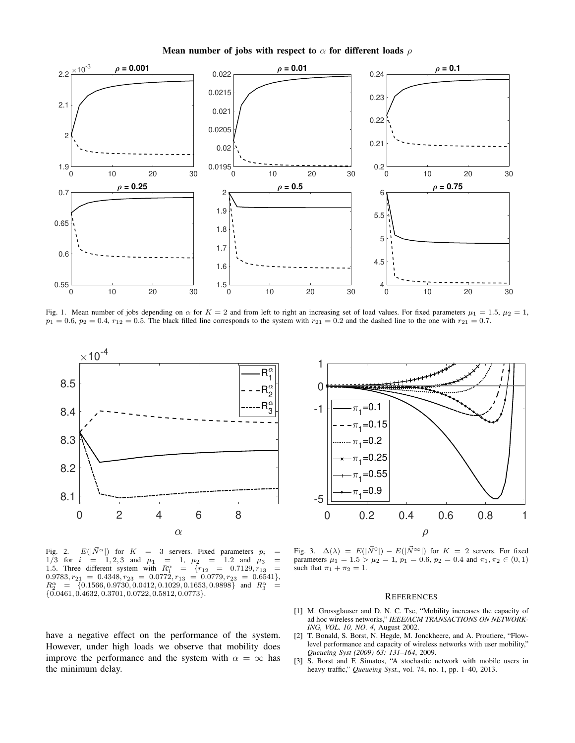**Mean number of jobs with respect to $\alpha$ for different loads $\rho$**

Fig. 1. Mean number of jobs depending on $\alpha$ for $K = 2$ and from left to right an increasing set of load values. For fixed parameters $\mu_1 = 1.5$, $\mu_2 = 1$, $p_1 = 0.6$, $p_2 = 0.4$, $r_{12} = 0.5$. The black filled line corresponds to the system with $r_{21} = 0.2$ and the dashed line to the one with $r_{21} = 0.7$.

Fig. 2. $E(|\vec{N}^\alpha|)$ for $K = 3$ servers. Fixed parameters $p_i = 1/3$ for $i = 1, 2, 3$ and $\mu_1 = 1$, $\mu_2 = 1.2$ and $\mu_3 = 1.5$. Three different system with $R_1^\alpha = \{r_{12} = 0.7129, r_{13} = 0.9783, r_{21} = 0.4348, r_{23} = 0.0772, r_{13} = 0.0779, r_{23} = 0.6541\}$, $R_2^\alpha = \{0.1566, 0.9730, 0.0412, 0.1029, 0.1653, 0.9898\}$ and $R_3^\alpha = \{0.0461, 0.4632, 0.3701, 0.0722, 0.5812, 0.0773\}$.

Fig. 3. $\Delta(\lambda) = E(|\vec{N}^0|) - E(|\vec{N}^\infty|)$ for $K = 2$ servers. For fixed parameters $\mu_1 = 1.5 > \mu_2 = 1$, $p_1 = 0.6$, $p_2 = 0.4$ and $\pi_1, \pi_2 \in (0, 1)$ such that $\pi_1 + \pi_2 = 1$.

have a negative effect on the performance of the system. However, under high loads we observe that mobility does improve the performance and the system with $\alpha = \infty$ has the minimum delay.

## References

[1] M. Grossglauser and D. N. C. Tse, "Mobility increases the capacity of ad hoc wireless networks," *IEEE/ACM TRANSACTIONS ON NETWORKING, VOL. 10, NO. 4*, August 2002.

[2] T. Bonald, S. Borst, N. Hegde, M. Jonckheere, and A. Proutiere, "Flow-level performance and capacity of wireless networks with user mobility," *Queueing Syst (2009) 63: 131–164*, 2009.

[3] S. Borst and F. Simatos, "A stochastic network with mobile users in heavy traffic," *Queueing Syst.*, vol. 74, no. 1, pp. 1–40, 2013.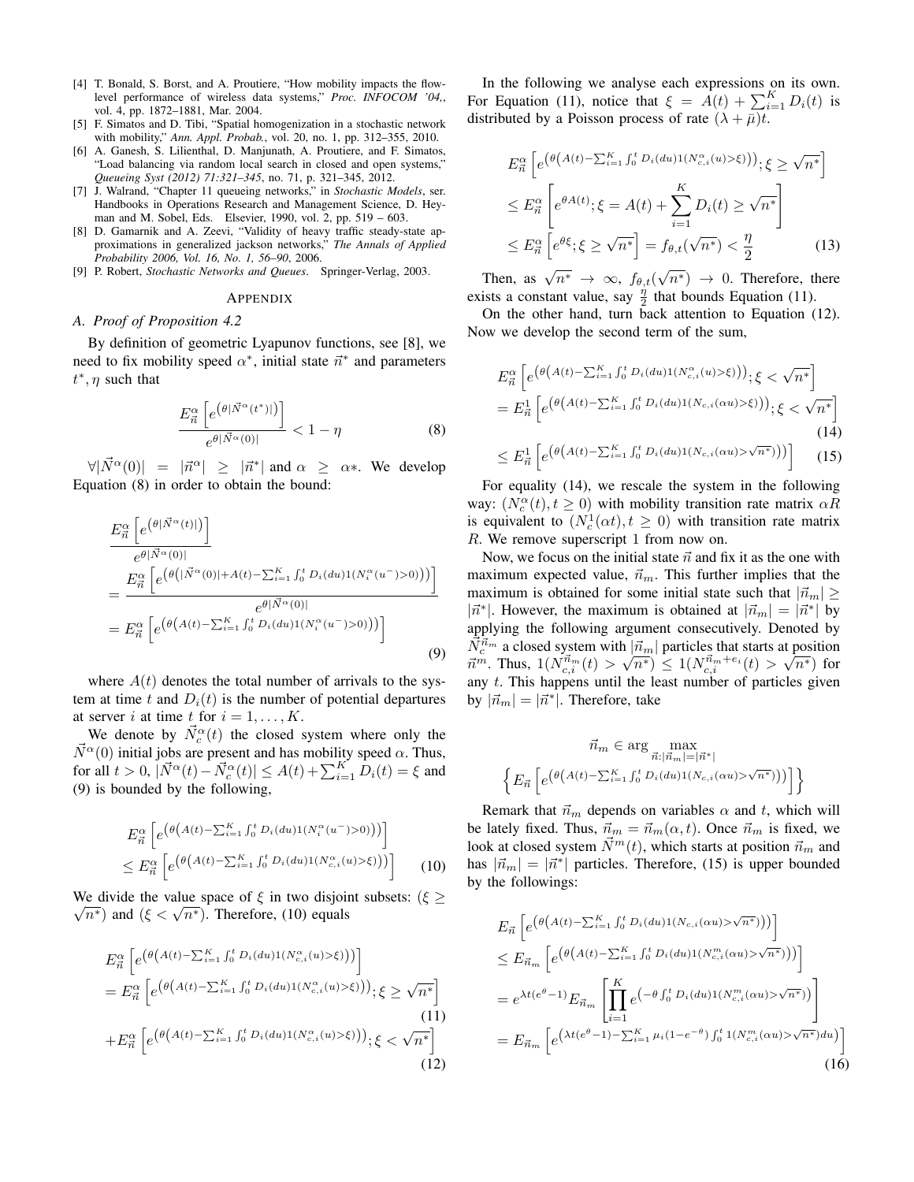[4] T. Bonald, S. Borst, and A. Proutiere, "How mobility impacts the flow-level performance of wireless data systems," *Proc. INFOCOM '04,*, vol. 4, pp. 1872–1881, Mar. 2004.

[5] F. Simatos and D. Tibi, "Spatial homogenization in a stochastic network with mobility," *Ann. Appl. Probab.*, vol. 20, no. 1, pp. 312–355, 2010.

[6] A. Ganesh, S. Lilienthal, D. Manjunath, A. Proutiere, and F. Simatos, "Load balancing via random local search in closed and open systems," *Queueing Syst (2012) 71:321–345*, no. 71, p. 321–345, 2012.

[7] J. Walrand, "Chapter 11 queueing networks," in *Stochastic Models*, ser. Handbooks in Operations Research and Management Science, D. Heyman and M. Sobel, Eds. Elsevier, 1990, vol. 2, pp. 519 – 603.

[8] D. Gamarnik and A. Zeevi, "Validity of heavy traffic steady-state approximations in generalized jackson networks," *The Annals of Applied Probability 2006, Vol. 16, No. 1, 56–90*, 2006.

[9] P. Robert, *Stochastic Networks and Queues*. Springer-Verlag, 2003.

## APPENDIX

### A. Proof of Proposition 4.2

By definition of geometric Lyapunov functions, see [8], we need to fix mobility speed $\alpha^*$, initial state $\vec{n}^*$ and parameters $t^*, \eta$ such that

$$\frac{E^{\alpha}_{\vec{n}}\left[e^{\left(\theta|\vec{N}^{\alpha}(t^*)|\right)}\right]}{e^{\theta|\vec{N}^{\alpha}(0)|}} < 1-\eta \tag{8}$$

$\forall|\vec{N}^{\alpha}(0)| = |\vec{n}^{\alpha}| \geq |\vec{n}^*|$ and $\alpha \geq \alpha*$. We develop Equation (8) in order to obtain the bound:

$$\begin{aligned}
&\frac{E^{\alpha}_{\vec{n}}\left[e^{\left(\theta|\vec{N}^{\alpha}(t)|\right)}\right]}{e^{\theta|\vec{N}^{\alpha}(0)|}} \\
&= \frac{E^{\alpha}_{\vec{n}}\left[e^{\left(\theta\left(|\vec{N}^{\alpha}(0)|+A(t)-\sum_{i=1}^{K}\int_0^t D_i(du)1(N_i^{\alpha}(u^-)>0)\right)\right)}\right]}{e^{\theta|\vec{N}^{\alpha}(0)|}} \\
&= E^{\alpha}_{\vec{n}}\left[e^{\left(\theta\left(A(t)-\sum_{i=1}^{K}\int_0^t D_i(du)1(N_i^{\alpha}(u^-)>0)\right)\right)}\right]
\end{aligned} \tag{9}$$

where $A(t)$ denotes the total number of arrivals to the system at time $t$ and $D_i(t)$ is the number of potential departures at server $i$ at time $t$ for $i = 1, \ldots, K$.

We denote by $\vec{N}^{\alpha}_c(t)$ the closed system where only the $\vec{N}^{\alpha}(0)$ initial jobs are present and has mobility speed $\alpha$. Thus, for all $t > 0$, $|\vec{N}^{\alpha}(t) - \vec{N}^{\alpha}_c(t)| \leq A(t) + \sum_{i=1}^{K} D_i(t) = \xi$ and (9) is bounded by the following,

$$\begin{aligned}
&E^{\alpha}_{\vec{n}}\left[e^{\left(\theta\left(A(t)-\sum_{i=1}^{K}\int_0^t D_i(du)1(N_i^{\alpha}(u^-)>0)\right)\right)}\right] \\
&\leq E^{\alpha}_{\vec{n}}\left[e^{\left(\theta\left(A(t)-\sum_{i=1}^{K}\int_0^t D_i(du)1(N_{c,i}^{\alpha}(u)>\xi)\right)\right)}\right]
\end{aligned} \tag{10}$$

We divide the value space of $\xi$ in two disjoint subsets: $(\xi \geq \sqrt{n^*})$ and $(\xi < \sqrt{n^*})$. Therefore, (10) equals

$$\begin{aligned}
&E^{\alpha}_{\vec{n}}\left[e^{\left(\theta\left(A(t)-\sum_{i=1}^{K}\int_0^t D_i(du)1(N_{c,i}^{\alpha}(u)>\xi)\right)\right)}\right] \\
&= E^{\alpha}_{\vec{n}}\left[e^{\left(\theta\left(A(t)-\sum_{i=1}^{K}\int_0^t D_i(du)1(N_{c,i}^{\alpha}(u)>\xi)\right)\right)}; \xi \geq \sqrt{n^*}\right] \qquad (11)\\
&+ E^{\alpha}_{\vec{n}}\left[e^{\left(\theta\left(A(t)-\sum_{i=1}^{K}\int_0^t D_i(du)1(N_{c,i}^{\alpha}(u)>\xi)\right)\right)}; \xi < \sqrt{n^*}\right] \qquad (12)
\end{aligned}$$

In the following we analyse each expressions on its own. For Equation (11), notice that $\xi = A(t) + \sum_{i=1}^{K} D_i(t)$ is distributed by a Poisson process of rate $(\lambda + \bar{\mu})t$.

$$\begin{aligned}
&E^{\alpha}_{\vec{n}}\left[e^{\left(\theta\left(A(t)-\sum_{i=1}^{K}\int_0^t D_i(du)1(N_{c,i}^{\alpha}(u)>\xi)\right)\right)}; \xi \geq \sqrt{n^*}\right] \\
&\leq E^{\alpha}_{\vec{n}}\left[e^{\theta A(t)}; \xi = A(t) + \sum_{i=1}^{K} D_i(t) \geq \sqrt{n^*}\right] \\
&\leq E^{\alpha}_{\vec{n}}\left[e^{\theta\xi}; \xi \geq \sqrt{n^*}\right] = f_{\theta,t}(\sqrt{n^*}) < \frac{\eta}{2}
\end{aligned} \tag{13}$$

Then, as $\sqrt{n^*} \to \infty$, $f_{\theta,t}(\sqrt{n^*}) \to 0$. Therefore, there exists a constant value, say $\frac{\eta}{2}$ that bounds Equation (11).

On the other hand, turn back attention to Equation (12). Now we develop the second term of the sum,

$$\begin{aligned}
&E^{\alpha}_{\vec{n}}\left[e^{\left(\theta\left(A(t)-\sum_{i=1}^{K}\int_0^t D_i(du)1(N_{c,i}^{\alpha}(u)>\xi)\right)\right)}; \xi < \sqrt{n^*}\right] \\
&= E^{1}_{\vec{n}}\left[e^{\left(\theta\left(A(t)-\sum_{i=1}^{K}\int_0^t D_i(du)1(N_{c,i}(\alpha u)>\xi)\right)\right)}; \xi < \sqrt{n^*}\right] \qquad (14)\\
&\leq E^{1}_{\vec{n}}\left[e^{\left(\theta\left(A(t)-\sum_{i=1}^{K}\int_0^t D_i(du)1(N_{c,i}(\alpha u)>\sqrt{n^*})\right)\right)}\right] \qquad (15)
\end{aligned}$$

For equality (14), we rescale the system in the following way: $(N^{\alpha}_c(t), t \geq 0)$ with mobility transition rate matrix $\alpha R$ is equivalent to $(N^1_c(\alpha t), t \geq 0)$ with transition rate matrix $R$. We remove superscript 1 from now on.

Now, we focus on the initial state $\vec{n}$ and fix it as the one with maximum expected value, $\vec{n}_m$. This further implies that the maximum is obtained for some initial state such that $|\vec{n}_m| \geq |\vec{n}^*|$. However, the maximum is obtained at $|\vec{n}_m| = |\vec{n}^*|$ by applying the following argument consecutively. Denoted by $\vec{N}^{\vec{n}_m}_c$ a closed system with $|\vec{n}_m|$ particles that starts at position $\vec{n}^m$. Thus, $1(N^{\vec{n}_m}_{c,i}(t) > \sqrt{n^*}) \leq 1(N^{\vec{n}_m+e_i}_{c,i}(t) > \sqrt{n^*})$ for any $t$. This happens until the least number of particles given by $|\vec{n}_m| = |\vec{n}^*|$. Therefore, take

$$\vec{n}_m \in \arg\max_{\vec{n}:|\vec{n}_m|=|\vec{n}^*|} \left\{E_{\vec{n}}\left[e^{\left(\theta\left(A(t)-\sum_{i=1}^{K}\int_0^t D_i(du)1(N_{c,i}(\alpha u)>\sqrt{n^*})\right)\right)}\right]\right\}$$

Remark that $\vec{n}_m$ depends on variables $\alpha$ and $t$, which will be lately fixed. Thus, $\vec{n}_m = \vec{n}_m(\alpha, t)$. Once $\vec{n}_m$ is fixed, we look at closed system $\vec{N}^m(t)$, which starts at position $\vec{n}_m$ and has $|\vec{n}_m| = |\vec{n}^*|$ particles. Therefore, (15) is upper bounded by the followings:

$$\begin{aligned}
&E_{\vec{n}}\left[e^{\left(\theta\left(A(t)-\sum_{i=1}^{K}\int_0^t D_i(du)1(N_{c,i}(\alpha u)>\sqrt{n^*})\right)\right)}\right] \\
&\leq E_{\vec{n}_m}\left[e^{\left(\theta\left(A(t)-\sum_{i=1}^{K}\int_0^t D_i(du)1(N^m_{c,i}(\alpha u)>\sqrt{n^*})\right)\right)}\right] \\
&= e^{\lambda t(e^{\theta}-1)} E_{\vec{n}_m}\left[\prod_{i=1}^{K} e^{\left(-\theta\int_0^t D_i(du)1(N^m_{c,i}(\alpha u)>\sqrt{n^*})\right)}\right] \\
&= E_{\vec{n}_m}\left[e^{\left(\lambda t(e^{\theta}-1)-\sum_{i=1}^{K}\mu_i(1-e^{-\theta})\int_0^t 1(N^m_{c,i}(\alpha u)>\sqrt{n^*})du\right)}\right]
\end{aligned} \tag{16}$$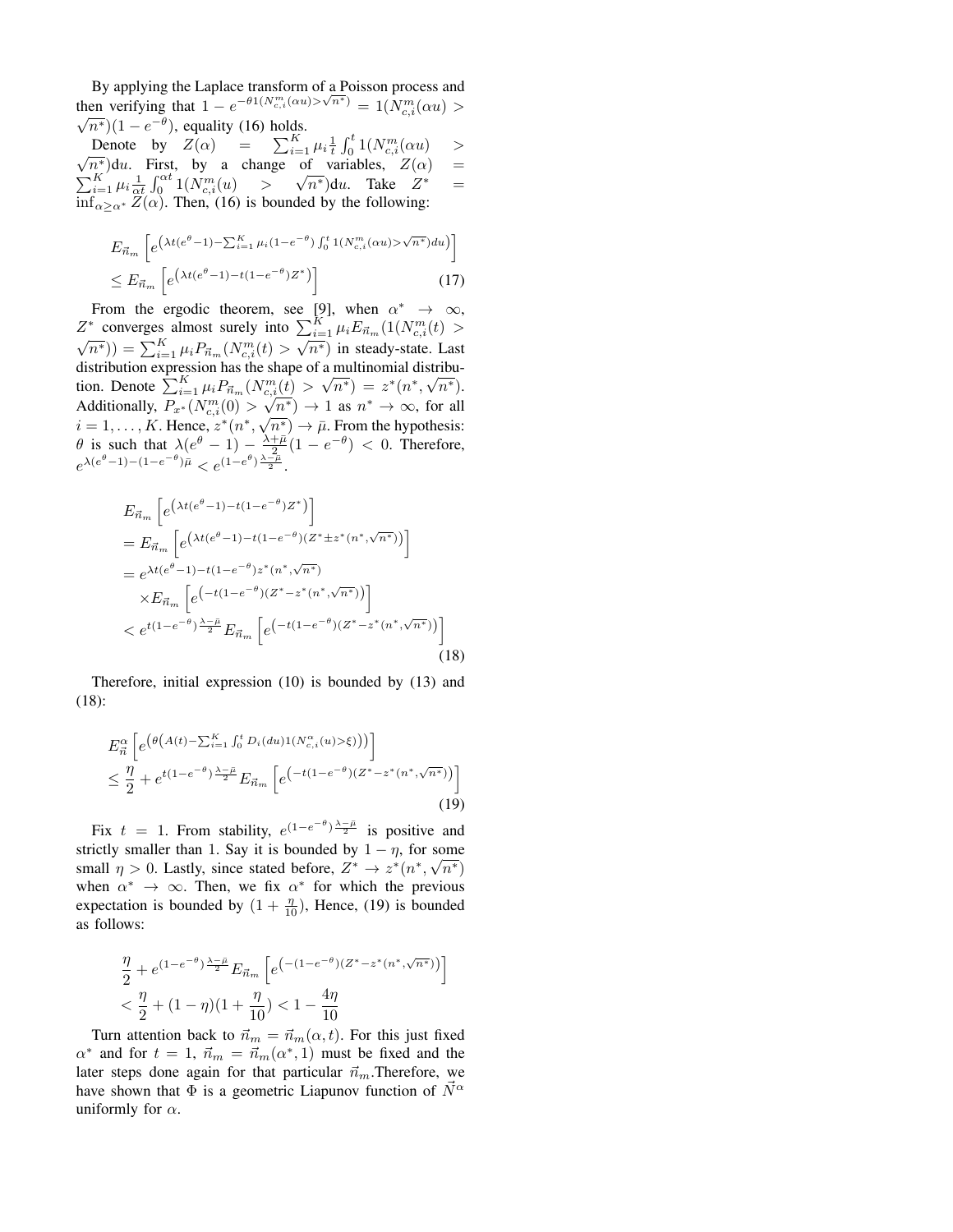By applying the Laplace transform of a Poisson process and then verifying that $1 - e^{-\theta 1(N^m_{c,i}(\alpha u) > \sqrt{n^*})} = 1(N^m_{c,i}(\alpha u) > \sqrt{n^*})(1 - e^{-\theta})$, equality (16) holds.

Denote by $Z(\alpha) = \sum_{i=1}^K \mu_i \frac{1}{t} \int_0^t 1(N^m_{c,i}(\alpha u) > \sqrt{n^*}) du$. First, by a change of variables, $Z(\alpha) = \sum_{i=1}^K \mu_i \frac{1}{\alpha t} \int_0^{\alpha t} 1(N^m_{c,i}(u) > \sqrt{n^*}) du$. Take $Z^* = \inf_{\alpha \geq \alpha^*} Z(\alpha)$. Then, (16) is bounded by the following:

$$
\begin{aligned}
& E_{\vec{n}_m}\left[e^{\left(\lambda t(e^\theta - 1) - \sum_{i=1}^K \mu_i (1-e^{-\theta}) \int_0^t 1(N^m_{c,i}(\alpha u) > \sqrt{n^*}) du\right)}\right] \\
& \leq E_{\vec{n}_m}\left[e^{\left(\lambda t(e^\theta - 1) - t(1-e^{-\theta}) Z^*\right)}\right] \qquad (17)
\end{aligned}
$$

From the ergodic theorem, see [9], when $\alpha^* \to \infty$, $Z^*$ converges almost surely into $\sum_{i=1}^K \mu_i E_{\vec{n}_m}(1(N^m_{c,i}(t) > \sqrt{n^*})) = \sum_{i=1}^K \mu_i P_{\vec{n}_m}(N^m_{c,i}(t) > \sqrt{n^*})$ in steady-state. Last distribution expression has the shape of a multinomial distribution. Denote $\sum_{i=1}^K \mu_i P_{\vec{n}_m}(N^m_{c,i}(t) > \sqrt{n^*}) = z^*(n^*, \sqrt{n^*})$. Additionally, $P_{x^*}(N^m_{c,i}(0) > \sqrt{n^*}) \to 1$ as $n^* \to \infty$, for all $i = 1, \ldots, K$. Hence, $z^*(n^*, \sqrt{n^*}) \to \bar{\mu}$. From the hypothesis: $\theta$ is such that $\lambda(e^\theta - 1) - \frac{\lambda + \bar{\mu}}{2}(1 - e^{-\theta}) < 0$. Therefore, $e^{\lambda(e^\theta - 1) - (1-e^{-\theta})\bar{\mu}} < e^{(1-e^\theta)\frac{\lambda - \bar{\mu}}{2}}$.

$$
\begin{aligned}
& E_{\vec{n}_m}\left[e^{\left(\lambda t(e^\theta - 1) - t(1-e^{-\theta}) Z^*\right)}\right] \\
& = E_{\vec{n}_m}\left[e^{\left(\lambda t(e^\theta - 1) - t(1-e^{-\theta})(Z^* \pm z^*(n^*, \sqrt{n^*}))\right)}\right] \\
& = e^{\lambda t(e^\theta - 1) - t(1-e^{-\theta}) z^*(n^*, \sqrt{n^*})} \\
& \quad \times E_{\vec{n}_m}\left[e^{\left(-t(1-e^{-\theta})(Z^* - z^*(n^*, \sqrt{n^*}))\right)}\right] \\
& < e^{t(1-e^{-\theta})\frac{\lambda - \bar{\mu}}{2}} E_{\vec{n}_m}\left[e^{\left(-t(1-e^{-\theta})(Z^* - z^*(n^*, \sqrt{n^*}))\right)}\right]
\end{aligned} \qquad (18)
$$

Therefore, initial expression (10) is bounded by (13) and (18):

$$
\begin{aligned}
& E^\alpha_{\vec{n}}\left[e^{\left(\theta\left(A(t) - \sum_{i=1}^K \int_0^t D_i(du) 1(N^\alpha_{c,i}(u) > \xi)\right)\right)}\right] \\
& \leq \frac{\eta}{2} + e^{t(1-e^{-\theta})\frac{\lambda - \bar{\mu}}{2}} E_{\vec{n}_m}\left[e^{\left(-t(1-e^{-\theta})(Z^* - z^*(n^*, \sqrt{n^*}))\right)}\right]
\end{aligned} \qquad (19)
$$

Fix $t = 1$. From stability, $e^{(1-e^{-\theta})\frac{\lambda - \bar{\mu}}{2}}$ is positive and strictly smaller than 1. Say it is bounded by $1 - \eta$, for some small $\eta > 0$. Lastly, since stated before, $Z^* \to z^*(n^*, \sqrt{n^*})$ when $\alpha^* \to \infty$. Then, we fix $\alpha^*$ for which the previous expectation is bounded by $(1 + \frac{\eta}{10})$, Hence, (19) is bounded as follows:

$$
\begin{aligned}
& \frac{\eta}{2} + e^{(1-e^{-\theta})\frac{\lambda - \bar{\mu}}{2}} E_{\vec{n}_m}\left[e^{\left(-(1-e^{-\theta})(Z^* - z^*(n^*, \sqrt{n^*}))\right)}\right] \\
& < \frac{\eta}{2} + (1 - \eta)(1 + \frac{\eta}{10}) < 1 - \frac{4\eta}{10}
\end{aligned}
$$

Turn attention back to $\vec{n}_m = \vec{n}_m(\alpha, t)$. For this just fixed $\alpha^*$ and for $t = 1$, $\vec{n}_m = \vec{n}_m(\alpha^*, 1)$ must be fixed and the later steps done again for that particular $\vec{n}_m$.Therefore, we have shown that $\Phi$ is a geometric Liapunov function of $\vec{N}^\alpha$ uniformly for $\alpha$.